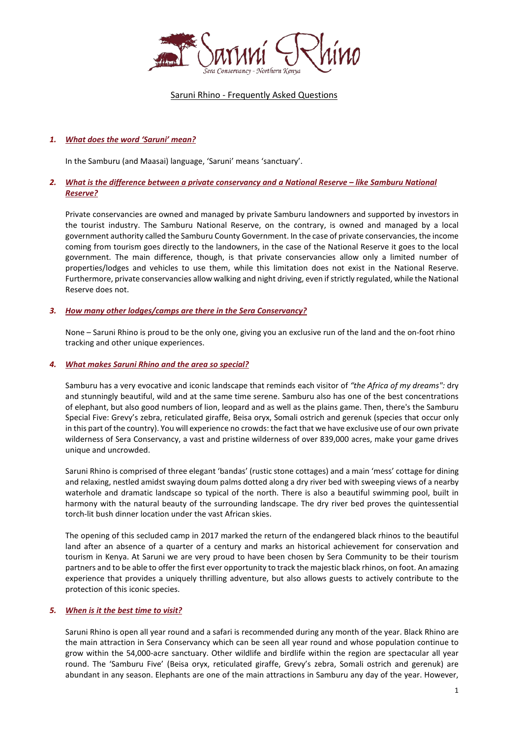# Saruni Rhino - Frequently Asked Questions

### 1. *What does the word 'Saruni' mean?*

In the Samburu (and Maasai) language, 'Saruni' means 'sanctuary'.

### 2. *What is the difference between a private conservancy and a National Reserve – like Samburu National Reserve?*

Private conservancies are owned and managed by private Samburu landowners and supported by investors in the tourist industry. The Samburu National Reserve, on the contrary, is owned and managed by a local government authority called the Samburu County Government. In the case of private conservancies, the income coming from tourism goes directly to the landowners, in the case of the National Reserve it goes to the local government. The main difference, though, is that private conservancies allow only a limited number of properties/lodges and vehicles to use them, while this limitation does not exist in the National Reserve. Furthermore, private conservancies allow walking and night driving, even if strictly regulated, while the National Reserve does not.

### 3. *How many other lodges/camps are there in the Sera Conservancy?*

None – Saruni Rhino is proud to be the only one, giving you an exclusive run of the land and the on-foot rhino tracking and other unique experiences.

### 4. *What makes Saruni Rhino and the area so special?*

Samburu has a very evocative and iconic landscape that reminds each visitor of *"the Africa of my dreams":* dry and stunningly beautiful, wild and at the same time serene. Samburu also has one of the best concentrations of elephant, but also good numbers of lion, leopard and as well as the plains game. Then, there's the Samburu Special Five: Grevy's zebra, reticulated giraffe, Beisa oryx, Somali ostrich and gerenuk (species that occur only in this part of the country). You will experience no crowds: the fact that we have exclusive use of our own private wilderness of Sera Conservancy, a vast and pristine wilderness of over 839,000 acres, make your game drives unique and uncrowded.

Saruni Rhino is comprised of three elegant 'bandas' (rustic stone cottages) and a main 'mess' cottage for dining and relaxing, nestled amidst swaying doum palms dotted along a dry river bed with sweeping views of a nearby waterhole and dramatic landscape so typical of the north. There is also a beautiful swimming pool, built in harmony with the natural beauty of the surrounding landscape. The dry river bed proves the quintessential torch-lit bush dinner location under the vast African skies.

The opening of this secluded camp in 2017 marked the return of the endangered black rhinos to the beautiful land after an absence of a quarter of a century and marks an historical achievement for conservation and tourism in Kenya. At Saruni we are very proud to have been chosen by Sera Community to be their tourism partners and to be able to offer the first ever opportunity to track the majestic black rhinos, on foot. An amazing experience that provides a uniquely thrilling adventure, but also allows guests to actively contribute to the protection of this iconic species.

### 5. *When is it the best time to visit?*

Saruni Rhino is open all year round and a safari is recommended during any month of the year. Black Rhino are the main attraction in Sera Conservancy which can be seen all year round and whose population continue to grow within the 54,000-acre sanctuary. Other wildlife and birdlife within the region are spectacular all year round. The 'Samburu Five' (Beisa oryx, reticulated giraffe, Grevy's zebra, Somali ostrich and gerenuk) are abundant in any season. Elephants are one of the main attractions in Samburu any day of the year. However,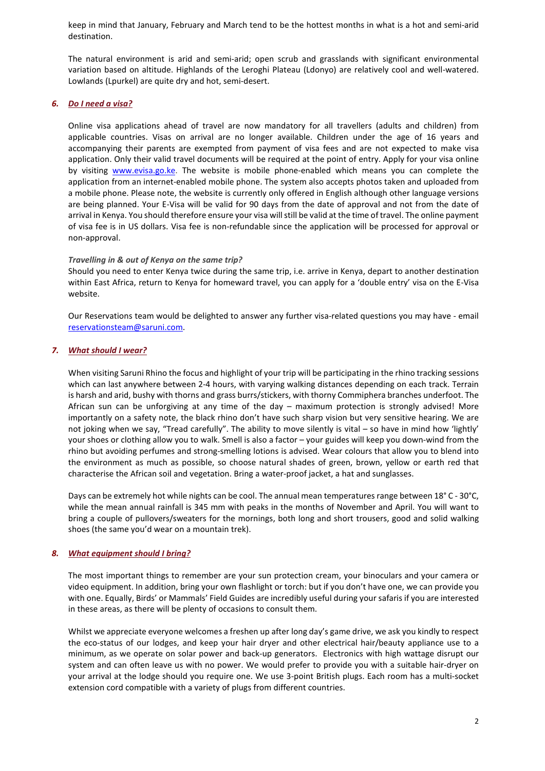keep in mind that January, February and March tend to be the hottest months in what is a hot and semi-arid destination.

The natural environment is arid and semi-arid; open scrub and grasslands with significant environmental variation based on altitude. Highlands of the Leroghi Plateau (Ldonyo) are relatively cool and well-watered. Lowlands (Lpurkel) are quite dry and hot, semi-desert.

### *6. Do I need a visa?*

Online visa applications ahead of travel are now mandatory for all travellers (adults and children) from applicable countries. Visas on arrival are no longer available. Children under the age of 16 years and accompanying their parents are exempted from payment of visa fees and are not expected to make visa application. Only their valid travel documents will be required at the point of entry. Apply for your visa online by visiting www.evisa.go.ke. The website is mobile phone-enabled which means you can complete the application from an internet-enabled mobile phone. The system also accepts photos taken and uploaded from a mobile phone. Please note, the website is currently only offered in English although other language versions are being planned. Your E-Visa will be valid for 90 days from the date of approval and not from the date of arrival in Kenya. You should therefore ensure your visa will still be valid at the time of travel. The online payment of visa fee is in US dollars. Visa fee is non-refundable since the application will be processed for approval or non-approval.

***Travelling in & out of Kenya on the same trip?***

Should you need to enter Kenya twice during the same trip, i.e. arrive in Kenya, depart to another destination within East Africa, return to Kenya for homeward travel, you can apply for a 'double entry' visa on the E-Visa website.

Our Reservations team would be delighted to answer any further visa-related questions you may have - email reservationsteam@saruni.com.

### *7. What should I wear?*

When visiting Saruni Rhino the focus and highlight of your trip will be participating in the rhino tracking sessions which can last anywhere between 2-4 hours, with varying walking distances depending on each track. Terrain is harsh and arid, bushy with thorns and grass burrs/stickers, with thorny Commiphera branches underfoot. The African sun can be unforgiving at any time of the day – maximum protection is strongly advised! More importantly on a safety note, the black rhino don't have such sharp vision but very sensitive hearing. We are not joking when we say, "Tread carefully". The ability to move silently is vital – so have in mind how 'lightly' your shoes or clothing allow you to walk. Smell is also a factor – your guides will keep you down-wind from the rhino but avoiding perfumes and strong-smelling lotions is advised. Wear colours that allow you to blend into the environment as much as possible, so choose natural shades of green, brown, yellow or earth red that characterise the African soil and vegetation. Bring a water-proof jacket, a hat and sunglasses.

Days can be extremely hot while nights can be cool. The annual mean temperatures range between 18° C - 30°C, while the mean annual rainfall is 345 mm with peaks in the months of November and April. You will want to bring a couple of pullovers/sweaters for the mornings, both long and short trousers, good and solid walking shoes (the same you'd wear on a mountain trek).

### *8. What equipment should I bring?*

The most important things to remember are your sun protection cream, your binoculars and your camera or video equipment. In addition, bring your own flashlight or torch: but if you don't have one, we can provide you with one. Equally, Birds' or Mammals' Field Guides are incredibly useful during your safaris if you are interested in these areas, as there will be plenty of occasions to consult them.

Whilst we appreciate everyone welcomes a freshen up after long day's game drive, we ask you kindly to respect the eco-status of our lodges, and keep your hair dryer and other electrical hair/beauty appliance use to a minimum, as we operate on solar power and back-up generators. Electronics with high wattage disrupt our system and can often leave us with no power. We would prefer to provide you with a suitable hair-dryer on your arrival at the lodge should you require one. We use 3-point British plugs. Each room has a multi-socket extension cord compatible with a variety of plugs from different countries.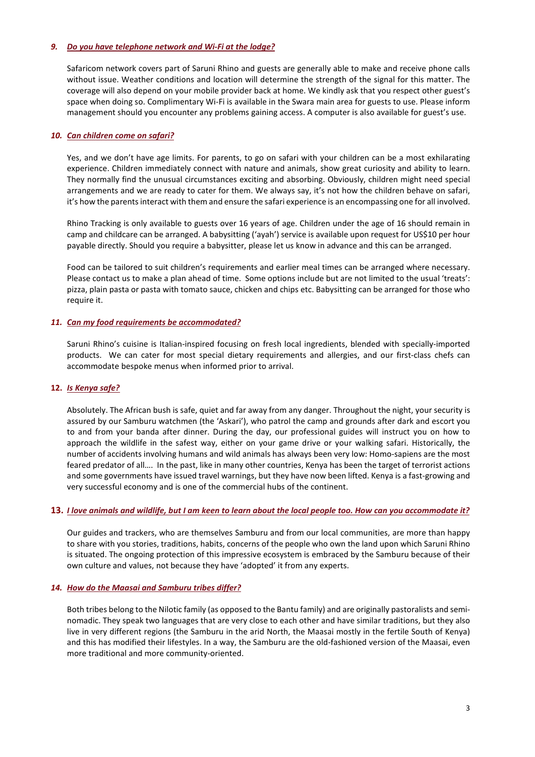### 9. ***Do you have telephone network and Wi-Fi at the lodge?***

Safaricom network covers part of Saruni Rhino and guests are generally able to make and receive phone calls without issue. Weather conditions and location will determine the strength of the signal for this matter. The coverage will also depend on your mobile provider back at home. We kindly ask that you respect other guest's space when doing so. Complimentary Wi-Fi is available in the Swara main area for guests to use. Please inform management should you encounter any problems gaining access. A computer is also available for guest's use.

### 10. ***Can children come on safari?***

Yes, and we don't have age limits. For parents, to go on safari with your children can be a most exhilarating experience. Children immediately connect with nature and animals, show great curiosity and ability to learn. They normally find the unusual circumstances exciting and absorbing. Obviously, children might need special arrangements and we are ready to cater for them. We always say, it's not how the children behave on safari, it's how the parents interact with them and ensure the safari experience is an encompassing one for all involved.

Rhino Tracking is only available to guests over 16 years of age. Children under the age of 16 should remain in camp and childcare can be arranged. A babysitting ('ayah') service is available upon request for US$10 per hour payable directly. Should you require a babysitter, please let us know in advance and this can be arranged.

Food can be tailored to suit children's requirements and earlier meal times can be arranged where necessary. Please contact us to make a plan ahead of time. Some options include but are not limited to the usual 'treats': pizza, plain pasta or pasta with tomato sauce, chicken and chips etc. Babysitting can be arranged for those who require it.

### 11. ***Can my food requirements be accommodated?***

Saruni Rhino's cuisine is Italian-inspired focusing on fresh local ingredients, blended with specially-imported products. We can cater for most special dietary requirements and allergies, and our first-class chefs can accommodate bespoke menus when informed prior to arrival.

### 12. ***Is Kenya safe?***

Absolutely. The African bush is safe, quiet and far away from any danger. Throughout the night, your security is assured by our Samburu watchmen (the 'Askari'), who patrol the camp and grounds after dark and escort you to and from your banda after dinner. During the day, our professional guides will instruct you on how to approach the wildlife in the safest way, either on your game drive or your walking safari. Historically, the number of accidents involving humans and wild animals has always been very low: Homo-sapiens are the most feared predator of all…. In the past, like in many other countries, Kenya has been the target of terrorist actions and some governments have issued travel warnings, but they have now been lifted. Kenya is a fast-growing and very successful economy and is one of the commercial hubs of the continent.

### 13. ***I love animals and wildlife, but I am keen to learn about the local people too. How can you accommodate it?***

Our guides and trackers, who are themselves Samburu and from our local communities, are more than happy to share with you stories, traditions, habits, concerns of the people who own the land upon which Saruni Rhino is situated. The ongoing protection of this impressive ecosystem is embraced by the Samburu because of their own culture and values, not because they have 'adopted' it from any experts.

### 14. ***How do the Maasai and Samburu tribes differ?***

Both tribes belong to the Nilotic family (as opposed to the Bantu family) and are originally pastoralists and semi-nomadic. They speak two languages that are very close to each other and have similar traditions, but they also live in very different regions (the Samburu in the arid North, the Maasai mostly in the fertile South of Kenya) and this has modified their lifestyles. In a way, the Samburu are the old-fashioned version of the Maasai, even more traditional and more community-oriented.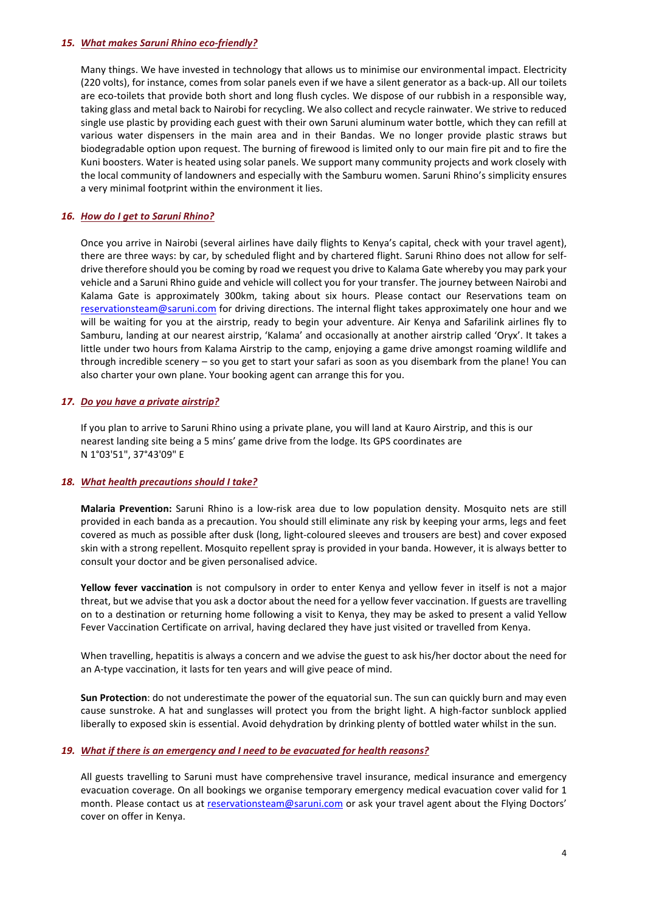### 15. *What makes Saruni Rhino eco-friendly?*

Many things. We have invested in technology that allows us to minimise our environmental impact. Electricity (220 volts), for instance, comes from solar panels even if we have a silent generator as a back-up. All our toilets are eco-toilets that provide both short and long flush cycles. We dispose of our rubbish in a responsible way, taking glass and metal back to Nairobi for recycling. We also collect and recycle rainwater. We strive to reduced single use plastic by providing each guest with their own Saruni aluminum water bottle, which they can refill at various water dispensers in the main area and in their Bandas. We no longer provide plastic straws but biodegradable option upon request. The burning of firewood is limited only to our main fire pit and to fire the Kuni boosters. Water is heated using solar panels. We support many community projects and work closely with the local community of landowners and especially with the Samburu women. Saruni Rhino's simplicity ensures a very minimal footprint within the environment it lies.

### 16. *How do I get to Saruni Rhino?*

Once you arrive in Nairobi (several airlines have daily flights to Kenya's capital, check with your travel agent), there are three ways: by car, by scheduled flight and by chartered flight. Saruni Rhino does not allow for self-drive therefore should you be coming by road we request you drive to Kalama Gate whereby you may park your vehicle and a Saruni Rhino guide and vehicle will collect you for your transfer. The journey between Nairobi and Kalama Gate is approximately 300km, taking about six hours. Please contact our Reservations team on reservationsteam@saruni.com for driving directions. The internal flight takes approximately one hour and we will be waiting for you at the airstrip, ready to begin your adventure. Air Kenya and Safarilink airlines fly to Samburu, landing at our nearest airstrip, 'Kalama' and occasionally at another airstrip called 'Oryx'. It takes a little under two hours from Kalama Airstrip to the camp, enjoying a game drive amongst roaming wildlife and through incredible scenery – so you get to start your safari as soon as you disembark from the plane! You can also charter your own plane. Your booking agent can arrange this for you.

### 17. *Do you have a private airstrip?*

If you plan to arrive to Saruni Rhino using a private plane, you will land at Kauro Airstrip, and this is our nearest landing site being a 5 mins' game drive from the lodge. Its GPS coordinates are N 1°03'51", 37°43'09" E

### 18. *What health precautions should I take?*

**Malaria Prevention:** Saruni Rhino is a low-risk area due to low population density. Mosquito nets are still provided in each banda as a precaution. You should still eliminate any risk by keeping your arms, legs and feet covered as much as possible after dusk (long, light-coloured sleeves and trousers are best) and cover exposed skin with a strong repellent. Mosquito repellent spray is provided in your banda. However, it is always better to consult your doctor and be given personalised advice.

**Yellow fever vaccination** is not compulsory in order to enter Kenya and yellow fever in itself is not a major threat, but we advise that you ask a doctor about the need for a yellow fever vaccination. If guests are travelling on to a destination or returning home following a visit to Kenya, they may be asked to present a valid Yellow Fever Vaccination Certificate on arrival, having declared they have just visited or travelled from Kenya.

When travelling, hepatitis is always a concern and we advise the guest to ask his/her doctor about the need for an A-type vaccination, it lasts for ten years and will give peace of mind.

**Sun Protection**: do not underestimate the power of the equatorial sun. The sun can quickly burn and may even cause sunstroke. A hat and sunglasses will protect you from the bright light. A high-factor sunblock applied liberally to exposed skin is essential. Avoid dehydration by drinking plenty of bottled water whilst in the sun.

### 19. *What if there is an emergency and I need to be evacuated for health reasons?*

All guests travelling to Saruni must have comprehensive travel insurance, medical insurance and emergency evacuation coverage. On all bookings we organise temporary emergency medical evacuation cover valid for 1 month. Please contact us at reservationsteam@saruni.com or ask your travel agent about the Flying Doctors' cover on offer in Kenya.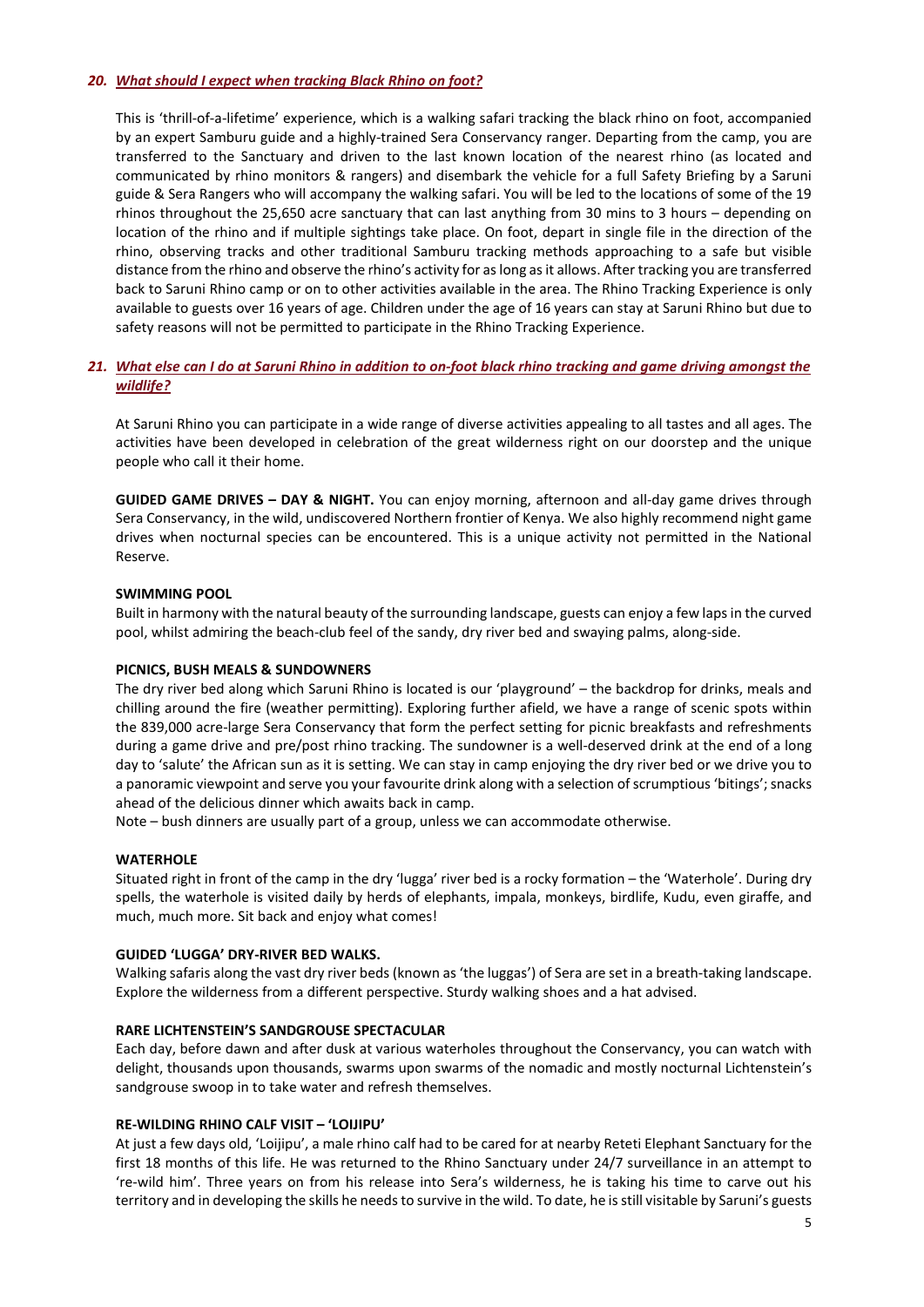### *20. What should I expect when tracking Black Rhino on foot?*

This is 'thrill-of-a-lifetime' experience, which is a walking safari tracking the black rhino on foot, accompanied by an expert Samburu guide and a highly-trained Sera Conservancy ranger. Departing from the camp, you are transferred to the Sanctuary and driven to the last known location of the nearest rhino (as located and communicated by rhino monitors & rangers) and disembark the vehicle for a full Safety Briefing by a Saruni guide & Sera Rangers who will accompany the walking safari. You will be led to the locations of some of the 19 rhinos throughout the 25,650 acre sanctuary that can last anything from 30 mins to 3 hours – depending on location of the rhino and if multiple sightings take place. On foot, depart in single file in the direction of the rhino, observing tracks and other traditional Samburu tracking methods approaching to a safe but visible distance from the rhino and observe the rhino's activity for as long as it allows. After tracking you are transferred back to Saruni Rhino camp or on to other activities available in the area. The Rhino Tracking Experience is only available to guests over 16 years of age. Children under the age of 16 years can stay at Saruni Rhino but due to safety reasons will not be permitted to participate in the Rhino Tracking Experience.

### *21. What else can I do at Saruni Rhino in addition to on-foot black rhino tracking and game driving amongst the wildlife?*

At Saruni Rhino you can participate in a wide range of diverse activities appealing to all tastes and all ages. The activities have been developed in celebration of the great wilderness right on our doorstep and the unique people who call it their home.

**GUIDED GAME DRIVES – DAY & NIGHT.** You can enjoy morning, afternoon and all-day game drives through Sera Conservancy, in the wild, undiscovered Northern frontier of Kenya. We also highly recommend night game drives when nocturnal species can be encountered. This is a unique activity not permitted in the National Reserve.

**SWIMMING POOL**

Built in harmony with the natural beauty of the surrounding landscape, guests can enjoy a few laps in the curved pool, whilst admiring the beach-club feel of the sandy, dry river bed and swaying palms, along-side.

**PICNICS, BUSH MEALS & SUNDOWNERS**

The dry river bed along which Saruni Rhino is located is our 'playground' – the backdrop for drinks, meals and chilling around the fire (weather permitting). Exploring further afield, we have a range of scenic spots within the 839,000 acre-large Sera Conservancy that form the perfect setting for picnic breakfasts and refreshments during a game drive and pre/post rhino tracking. The sundowner is a well-deserved drink at the end of a long day to 'salute' the African sun as it is setting. We can stay in camp enjoying the dry river bed or we drive you to a panoramic viewpoint and serve you your favourite drink along with a selection of scrumptious 'bitings'; snacks ahead of the delicious dinner which awaits back in camp.

Note – bush dinners are usually part of a group, unless we can accommodate otherwise.

**WATERHOLE**

Situated right in front of the camp in the dry 'lugga' river bed is a rocky formation – the 'Waterhole'. During dry spells, the waterhole is visited daily by herds of elephants, impala, monkeys, birdlife, Kudu, even giraffe, and much, much more. Sit back and enjoy what comes!

**GUIDED 'LUGGA' DRY-RIVER BED WALKS.**

Walking safaris along the vast dry river beds (known as 'the luggas') of Sera are set in a breath-taking landscape. Explore the wilderness from a different perspective. Sturdy walking shoes and a hat advised.

**RARE LICHTENSTEIN'S SANDGROUSE SPECTACULAR**

Each day, before dawn and after dusk at various waterholes throughout the Conservancy, you can watch with delight, thousands upon thousands, swarms upon swarms of the nomadic and mostly nocturnal Lichtenstein's sandgrouse swoop in to take water and refresh themselves.

**RE-WILDING RHINO CALF VISIT – 'LOIJIPU'**

At just a few days old, 'Loijipu', a male rhino calf had to be cared for at nearby Reteti Elephant Sanctuary for the first 18 months of this life. He was returned to the Rhino Sanctuary under 24/7 surveillance in an attempt to 're-wild him'. Three years on from his release into Sera's wilderness, he is taking his time to carve out his territory and in developing the skills he needs to survive in the wild. To date, he is still visitable by Saruni's guests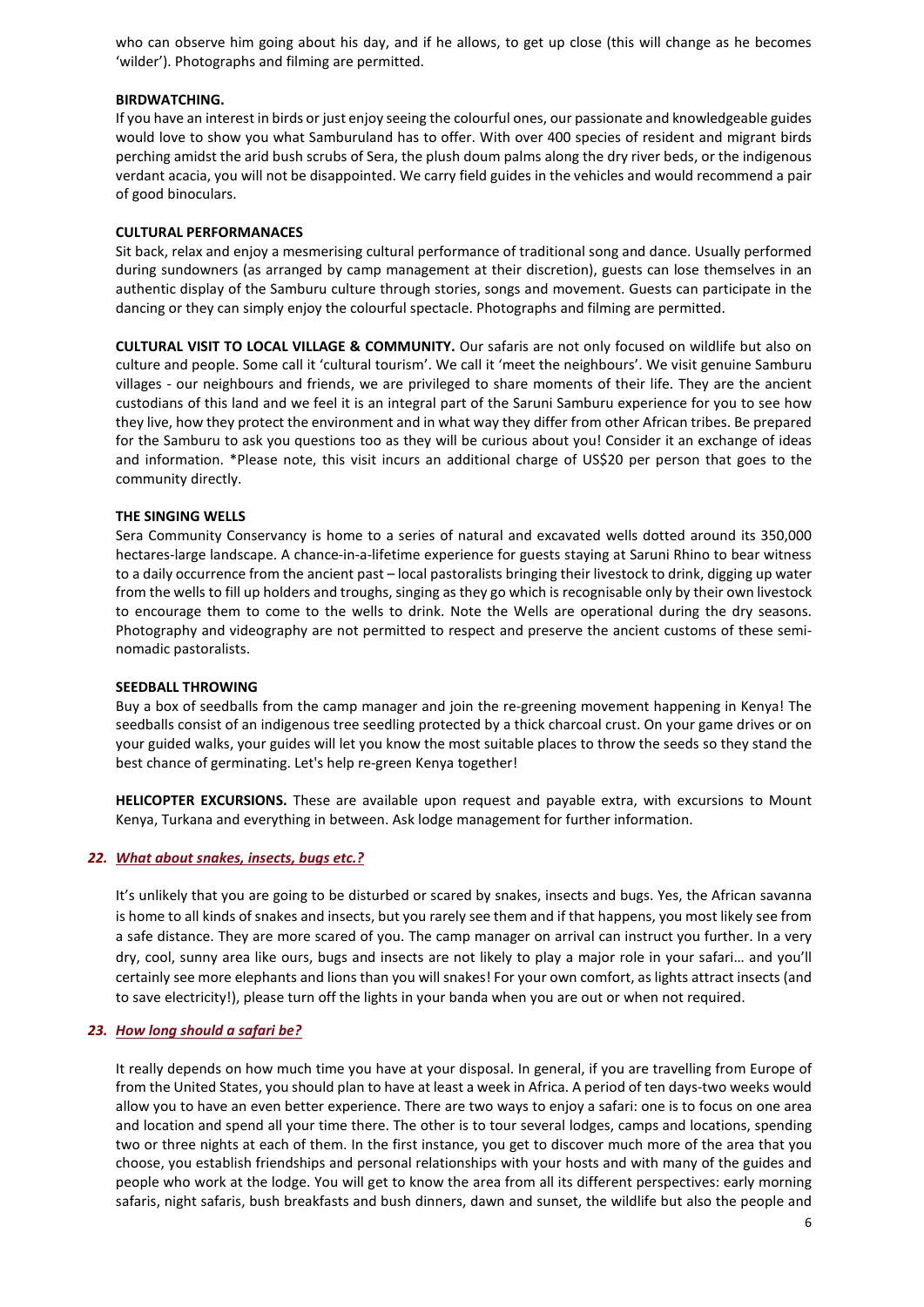who can observe him going about his day, and if he allows, to get up close (this will change as he becomes 'wilder'). Photographs and filming are permitted.

**BIRDWATCHING.**

If you have an interest in birds or just enjoy seeing the colourful ones, our passionate and knowledgeable guides would love to show you what Samburuland has to offer. With over 400 species of resident and migrant birds perching amidst the arid bush scrubs of Sera, the plush doum palms along the dry river beds, or the indigenous verdant acacia, you will not be disappointed. We carry field guides in the vehicles and would recommend a pair of good binoculars.

**CULTURAL PERFORMANACES**

Sit back, relax and enjoy a mesmerising cultural performance of traditional song and dance. Usually performed during sundowners (as arranged by camp management at their discretion), guests can lose themselves in an authentic display of the Samburu culture through stories, songs and movement. Guests can participate in the dancing or they can simply enjoy the colourful spectacle. Photographs and filming are permitted.

**CULTURAL VISIT TO LOCAL VILLAGE & COMMUNITY.** Our safaris are not only focused on wildlife but also on culture and people. Some call it 'cultural tourism'. We call it 'meet the neighbours'. We visit genuine Samburu villages - our neighbours and friends, we are privileged to share moments of their life. They are the ancient custodians of this land and we feel it is an integral part of the Saruni Samburu experience for you to see how they live, how they protect the environment and in what way they differ from other African tribes. Be prepared for the Samburu to ask you questions too as they will be curious about you! Consider it an exchange of ideas and information. *Please note, this visit incurs an additional charge of US$20 per person that goes to the community directly.

**THE SINGING WELLS**

Sera Community Conservancy is home to a series of natural and excavated wells dotted around its 350,000 hectares-large landscape. A chance-in-a-lifetime experience for guests staying at Saruni Rhino to bear witness to a daily occurrence from the ancient past – local pastoralists bringing their livestock to drink, digging up water from the wells to fill up holders and troughs, singing as they go which is recognisable only by their own livestock to encourage them to come to the wells to drink. Note the Wells are operational during the dry seasons. Photography and videography are not permitted to respect and preserve the ancient customs of these semi-nomadic pastoralists.

**SEEDBALL THROWING**

Buy a box of seedballs from the camp manager and join the re-greening movement happening in Kenya! The seedballs consist of an indigenous tree seedling protected by a thick charcoal crust. On your game drives or on your guided walks, your guides will let you know the most suitable places to throw the seeds so they stand the best chance of germinating. Let's help re-green Kenya together!

**HELICOPTER EXCURSIONS.** These are available upon request and payable extra, with excursions to Mount Kenya, Turkana and everything in between. Ask lodge management for further information.

### 22. *What about snakes, insects, bugs etc.?*

It's unlikely that you are going to be disturbed or scared by snakes, insects and bugs. Yes, the African savanna is home to all kinds of snakes and insects, but you rarely see them and if that happens, you most likely see from a safe distance. They are more scared of you. The camp manager on arrival can instruct you further. In a very dry, cool, sunny area like ours, bugs and insects are not likely to play a major role in your safari… and you'll certainly see more elephants and lions than you will snakes! For your own comfort, as lights attract insects (and to save electricity!), please turn off the lights in your banda when you are out or when not required.

### 23. *How long should a safari be?*

It really depends on how much time you have at your disposal. In general, if you are travelling from Europe of from the United States, you should plan to have at least a week in Africa. A period of ten days-two weeks would allow you to have an even better experience. There are two ways to enjoy a safari: one is to focus on one area and location and spend all your time there. The other is to tour several lodges, camps and locations, spending two or three nights at each of them. In the first instance, you get to discover much more of the area that you choose, you establish friendships and personal relationships with your hosts and with many of the guides and people who work at the lodge. You will get to know the area from all its different perspectives: early morning safaris, night safaris, bush breakfasts and bush dinners, dawn and sunset, the wildlife but also the people and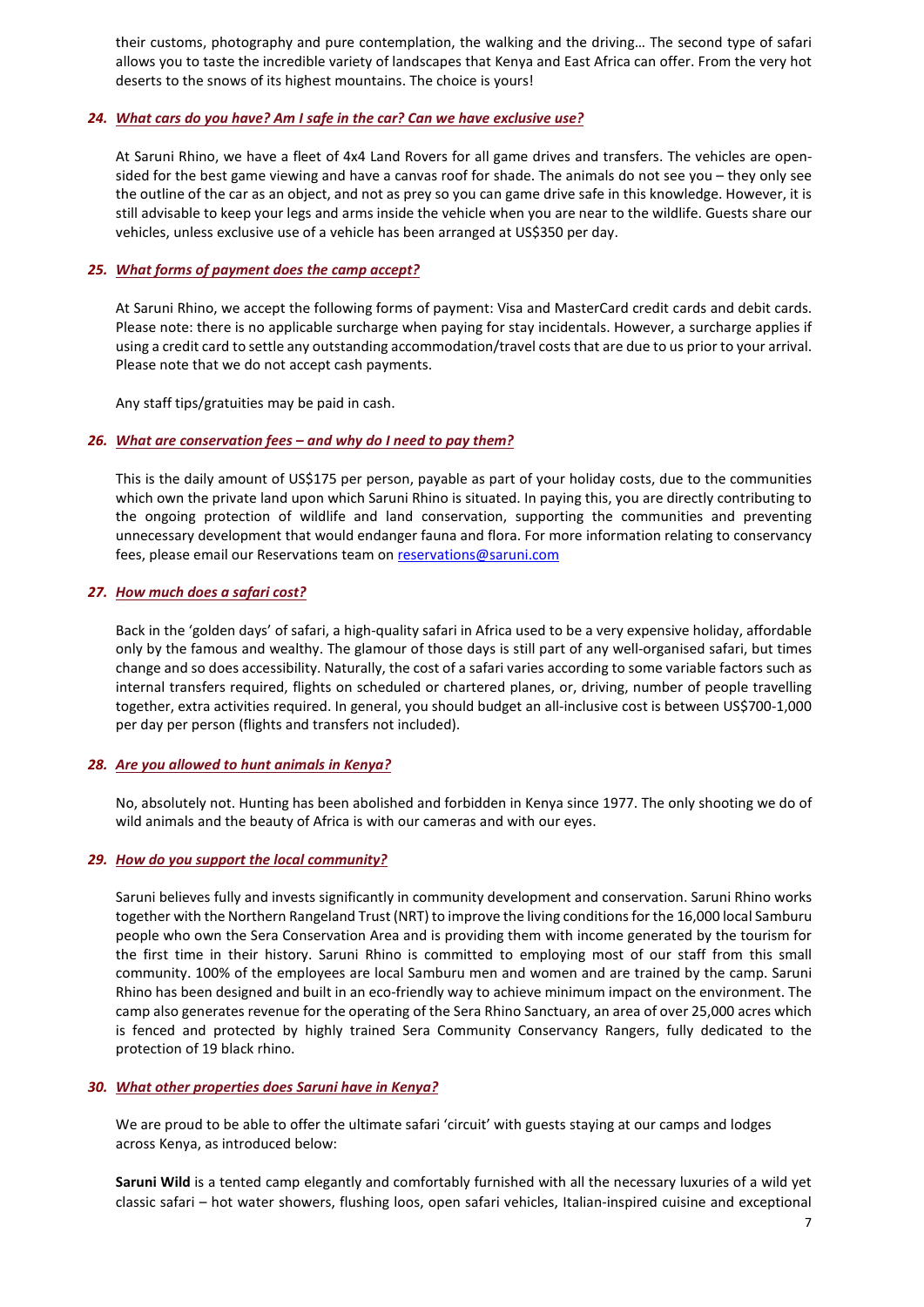their customs, photography and pure contemplation, the walking and the driving… The second type of safari allows you to taste the incredible variety of landscapes that Kenya and East Africa can offer. From the very hot deserts to the snows of its highest mountains. The choice is yours!

### 24. *What cars do you have? Am I safe in the car? Can we have exclusive use?*

At Saruni Rhino, we have a fleet of 4x4 Land Rovers for all game drives and transfers. The vehicles are open-sided for the best game viewing and have a canvas roof for shade. The animals do not see you – they only see the outline of the car as an object, and not as prey so you can game drive safe in this knowledge. However, it is still advisable to keep your legs and arms inside the vehicle when you are near to the wildlife. Guests share our vehicles, unless exclusive use of a vehicle has been arranged at US$350 per day.

### 25. *What forms of payment does the camp accept?*

At Saruni Rhino, we accept the following forms of payment: Visa and MasterCard credit cards and debit cards. Please note: there is no applicable surcharge when paying for stay incidentals. However, a surcharge applies if using a credit card to settle any outstanding accommodation/travel costs that are due to us prior to your arrival. Please note that we do not accept cash payments.

Any staff tips/gratuities may be paid in cash.

### 26. *What are conservation fees – and why do I need to pay them?*

This is the daily amount of US$175 per person, payable as part of your holiday costs, due to the communities which own the private land upon which Saruni Rhino is situated. In paying this, you are directly contributing to the ongoing protection of wildlife and land conservation, supporting the communities and preventing unnecessary development that would endanger fauna and flora. For more information relating to conservancy fees, please email our Reservations team on reservations@saruni.com

### 27. *How much does a safari cost?*

Back in the 'golden days' of safari, a high-quality safari in Africa used to be a very expensive holiday, affordable only by the famous and wealthy. The glamour of those days is still part of any well-organised safari, but times change and so does accessibility. Naturally, the cost of a safari varies according to some variable factors such as internal transfers required, flights on scheduled or chartered planes, or, driving, number of people travelling together, extra activities required. In general, you should budget an all-inclusive cost is between US$700-1,000 per day per person (flights and transfers not included).

### 28. *Are you allowed to hunt animals in Kenya?*

No, absolutely not. Hunting has been abolished and forbidden in Kenya since 1977. The only shooting we do of wild animals and the beauty of Africa is with our cameras and with our eyes.

### 29. *How do you support the local community?*

Saruni believes fully and invests significantly in community development and conservation. Saruni Rhino works together with the Northern Rangeland Trust (NRT) to improve the living conditions for the 16,000 local Samburu people who own the Sera Conservation Area and is providing them with income generated by the tourism for the first time in their history. Saruni Rhino is committed to employing most of our staff from this small community. 100% of the employees are local Samburu men and women and are trained by the camp. Saruni Rhino has been designed and built in an eco-friendly way to achieve minimum impact on the environment. The camp also generates revenue for the operating of the Sera Rhino Sanctuary, an area of over 25,000 acres which is fenced and protected by highly trained Sera Community Conservancy Rangers, fully dedicated to the protection of 19 black rhino.

### 30. *What other properties does Saruni have in Kenya?*

We are proud to be able to offer the ultimate safari 'circuit' with guests staying at our camps and lodges across Kenya, as introduced below:

**Saruni Wild** is a tented camp elegantly and comfortably furnished with all the necessary luxuries of a wild yet classic safari – hot water showers, flushing loos, open safari vehicles, Italian-inspired cuisine and exceptional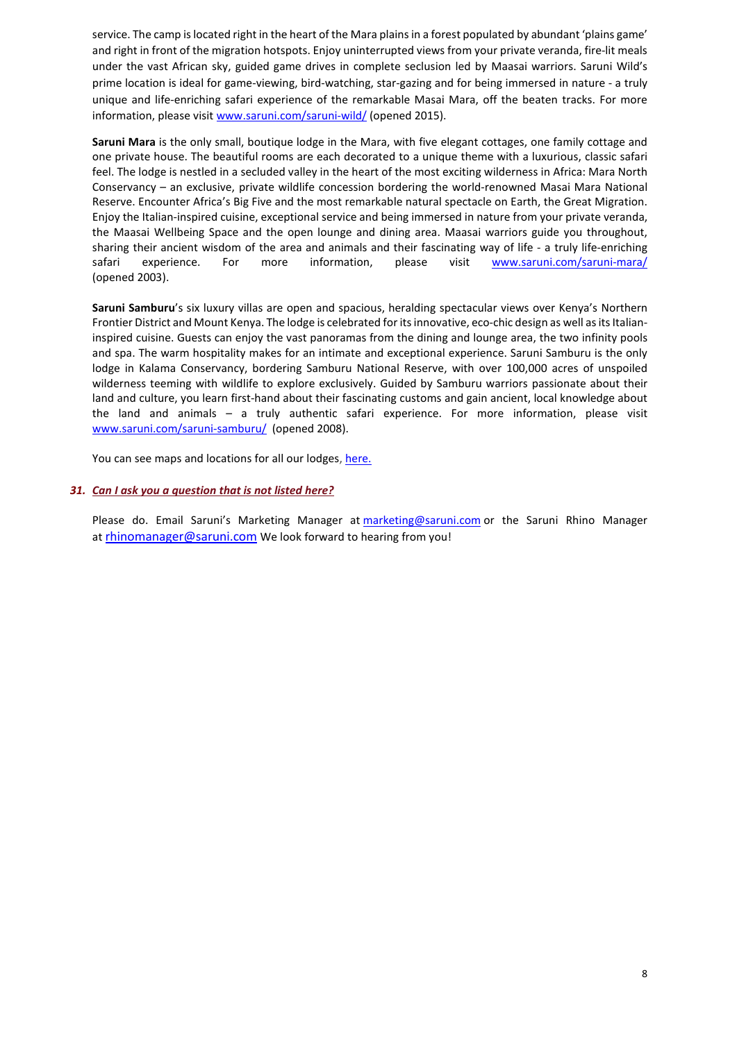service. The camp is located right in the heart of the Mara plains in a forest populated by abundant 'plains game' and right in front of the migration hotspots. Enjoy uninterrupted views from your private veranda, fire-lit meals under the vast African sky, guided game drives in complete seclusion led by Maasai warriors. Saruni Wild's prime location is ideal for game-viewing, bird-watching, star-gazing and for being immersed in nature - a truly unique and life-enriching safari experience of the remarkable Masai Mara, off the beaten tracks. For more information, please visit [www.saruni.com/saruni-wild/](www.saruni.com/saruni-wild/) (opened 2015).

**Saruni Mara** is the only small, boutique lodge in the Mara, with five elegant cottages, one family cottage and one private house. The beautiful rooms are each decorated to a unique theme with a luxurious, classic safari feel. The lodge is nestled in a secluded valley in the heart of the most exciting wilderness in Africa: Mara North Conservancy – an exclusive, private wildlife concession bordering the world-renowned Masai Mara National Reserve. Encounter Africa's Big Five and the most remarkable natural spectacle on Earth, the Great Migration. Enjoy the Italian-inspired cuisine, exceptional service and being immersed in nature from your private veranda, the Maasai Wellbeing Space and the open lounge and dining area. Maasai warriors guide you throughout, sharing their ancient wisdom of the area and animals and their fascinating way of life - a truly life-enriching safari experience. For more information, please visit [www.saruni.com/saruni-mara/](www.saruni.com/saruni-mara/) (opened 2003).

**Saruni Samburu**'s six luxury villas are open and spacious, heralding spectacular views over Kenya's Northern Frontier District and Mount Kenya. The lodge is celebrated for its innovative, eco-chic design as well as its Italian-inspired cuisine. Guests can enjoy the vast panoramas from the dining and lounge area, the two infinity pools and spa. The warm hospitality makes for an intimate and exceptional experience. Saruni Samburu is the only lodge in Kalama Conservancy, bordering Samburu National Reserve, with over 100,000 acres of unspoiled wilderness teeming with wildlife to explore exclusively. Guided by Samburu warriors passionate about their land and culture, you learn first-hand about their fascinating customs and gain ancient, local knowledge about the land and animals – a truly authentic safari experience. For more information, please visit [www.saruni.com/saruni-samburu/](www.saruni.com/saruni-samburu/) (opened 2008).

You can see maps and locations for all our lodges, here.

### *31. Can I ask you a question that is not listed here?*

Please do. Email Saruni's Marketing Manager at marketing@saruni.com or the Saruni Rhino Manager at rhinomanager@saruni.com We look forward to hearing from you!